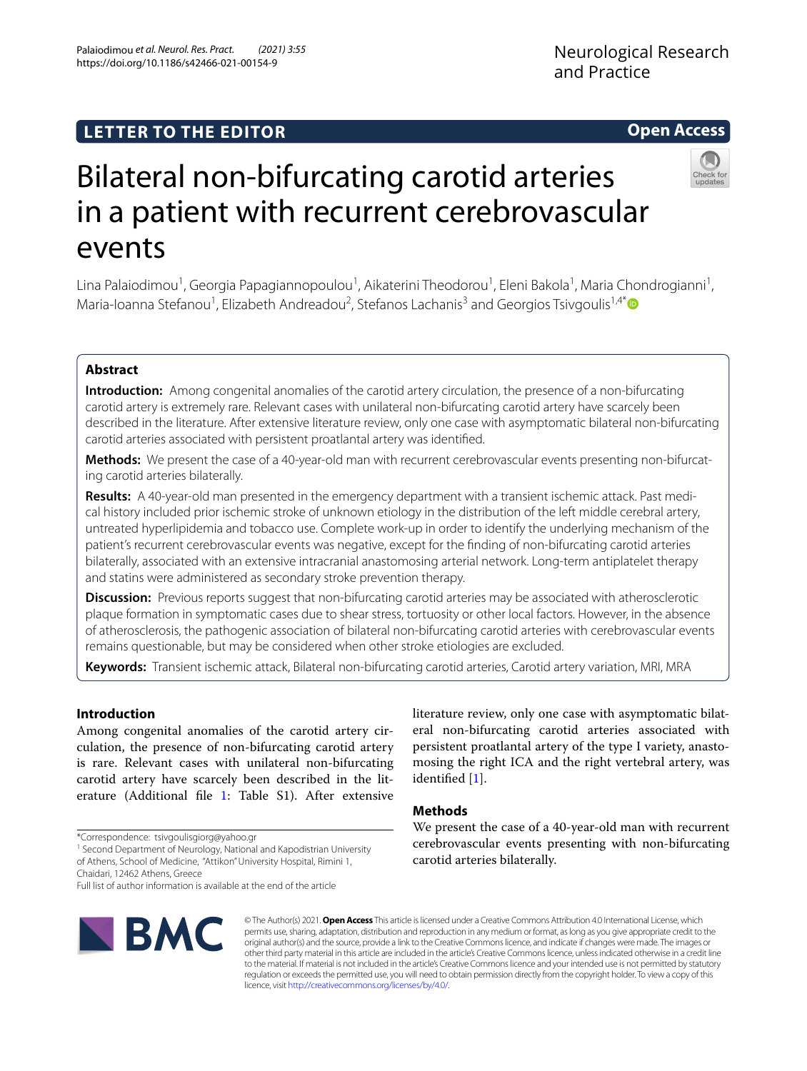LETTER TO THE EDITOR

Open Access

# Bilateral non-bifurcating carotid arteries in a patient with recurrent cerebrovascular events

Lina Palaiodimou[1], Georgia Papagiannopoulou[1], Aikaterini Theodorou[1], Eleni Bakola[1], Maria Chondrogianni[1], Maria-Ioanna Stefanou[1], Elizabeth Andreadou[2], Stefanos Lachanis[3] and Georgios Tsivgoulis[1,4*]

## Abstract

**Introduction:** Among congenital anomalies of the carotid artery circulation, the presence of a non-bifurcating carotid artery is extremely rare. Relevant cases with unilateral non-bifurcating carotid artery have scarcely been described in the literature. After extensive literature review, only one case with asymptomatic bilateral non-bifurcating carotid arteries associated with persistent proatlantal artery was identified.

**Methods:** We present the case of a 40-year-old man with recurrent cerebrovascular events presenting non-bifurcating carotid arteries bilaterally.

**Results:** A 40-year-old man presented in the emergency department with a transient ischemic attack. Past medical history included prior ischemic stroke of unknown etiology in the distribution of the left middle cerebral artery, untreated hyperlipidemia and tobacco use. Complete work-up in order to identify the underlying mechanism of the patient's recurrent cerebrovascular events was negative, except for the finding of non-bifurcating carotid arteries bilaterally, associated with an extensive intracranial anastomosing arterial network. Long-term antiplatelet therapy and statins were administered as secondary stroke prevention therapy.

**Discussion:** Previous reports suggest that non-bifurcating carotid arteries may be associated with atherosclerotic plaque formation in symptomatic cases due to shear stress, tortuosity or other local factors. However, in the absence of atherosclerosis, the pathogenic association of bilateral non-bifurcating carotid arteries with cerebrovascular events remains questionable, but may be considered when other stroke etiologies are excluded.

**Keywords:** Transient ischemic attack, Bilateral non-bifurcating carotid arteries, Carotid artery variation, MRI, MRA

## Introduction

Among congenital anomalies of the carotid artery circulation, the presence of non-bifurcating carotid artery is rare. Relevant cases with unilateral non-bifurcating carotid artery have scarcely been described in the literature (Additional file 1: Table S1). After extensive literature review, only one case with asymptomatic bilateral non-bifurcating carotid arteries associated with persistent proatlantal artery of the type I variety, anastomosing the right ICA and the right vertebral artery, was identified [1].

## Methods

We present the case of a 40-year-old man with recurrent cerebrovascular events presenting with non-bifurcating carotid arteries bilaterally.

*Correspondence: tsivgoulisgiorg@yahoo.gr

[1] Second Department of Neurology, National and Kapodistrian University of Athens, School of Medicine, "Attikon" University Hospital, Rimini 1, Chaidari, 12462 Athens, Greece

Full list of author information is available at the end of the article

© The Author(s) 2021. **Open Access** This article is licensed under a Creative Commons Attribution 4.0 International License, which permits use, sharing, adaptation, distribution and reproduction in any medium or format, as long as you give appropriate credit to the original author(s) and the source, provide a link to the Creative Commons licence, and indicate if changes were made. The images or other third party material in this article are included in the article's Creative Commons licence, unless indicated otherwise in a credit line to the material. If material is not included in the article's Creative Commons licence and your intended use is not permitted by statutory regulation or exceeds the permitted use, you will need to obtain permission directly from the copyright holder. To view a copy of this licence, visit http://creativecommons.org/licenses/by/4.0/.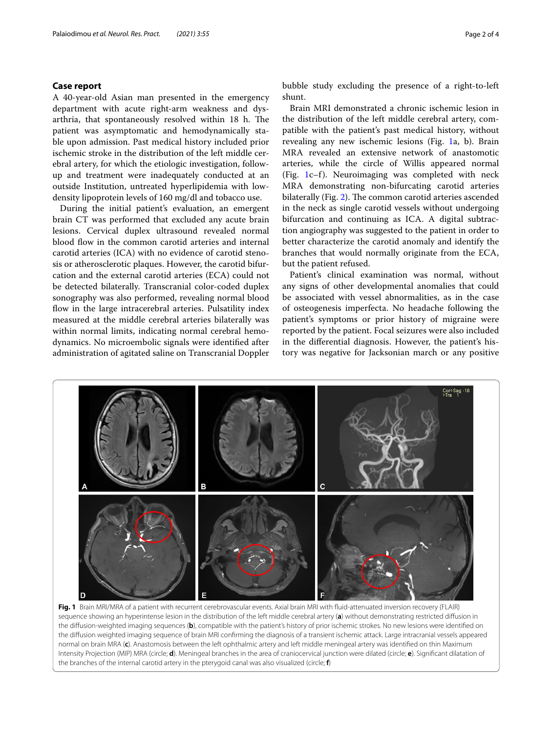## Case report

A 40-year-old Asian man presented in the emergency department with acute right-arm weakness and dysarthria, that spontaneously resolved within 18 h. The patient was asymptomatic and hemodynamically stable upon admission. Past medical history included prior ischemic stroke in the distribution of the left middle cerebral artery, for which the etiologic investigation, follow-up and treatment were inadequately conducted at an outside Institution, untreated hyperlipidemia with low-density lipoprotein levels of 160 mg/dl and tobacco use.

During the initial patient's evaluation, an emergent brain CT was performed that excluded any acute brain lesions. Cervical duplex ultrasound revealed normal blood flow in the common carotid arteries and internal carotid arteries (ICA) with no evidence of carotid stenosis or atherosclerotic plaques. However, the carotid bifurcation and the external carotid arteries (ECA) could not be detected bilaterally. Transcranial color-coded duplex sonography was also performed, revealing normal blood flow in the large intracerebral arteries. Pulsatility index measured at the middle cerebral arteries bilaterally was within normal limits, indicating normal cerebral hemodynamics. No microembolic signals were identified after administration of agitated saline on Transcranial Doppler bubble study excluding the presence of a right-to-left shunt.

Brain MRI demonstrated a chronic ischemic lesion in the distribution of the left middle cerebral artery, compatible with the patient's past medical history, without revealing any new ischemic lesions (Fig. 1a, b). Brain MRA revealed an extensive network of anastomotic arteries, while the circle of Willis appeared normal (Fig. 1c–f). Neuroimaging was completed with neck MRA demonstrating non-bifurcating carotid arteries bilaterally (Fig. 2). The common carotid arteries ascended in the neck as single carotid vessels without undergoing bifurcation and continuing as ICA. A digital subtraction angiography was suggested to the patient in order to better characterize the carotid anomaly and identify the branches that would normally originate from the ECA, but the patient refused.

Patient's clinical examination was normal, without any signs of other developmental anomalies that could be associated with vessel abnormalities, as in the case of osteogenesis imperfecta. No headache following the patient's symptoms or prior history of migraine were reported by the patient. Focal seizures were also included in the differential diagnosis. However, the patient's history was negative for Jacksonian march or any positive

**Fig. 1** Brain MRI/MRA of a patient with recurrent cerebrovascular events. Axial brain MRI with fluid-attenuated inversion recovery (FLAIR) sequence showing an hyperintense lesion in the distribution of the left middle cerebral artery (**a**) without demonstrating restricted diffusion in the diffusion-weighted imaging sequences (**b**), compatible with the patient's history of prior ischemic strokes. No new lesions were identified on the diffusion weighted imaging sequence of brain MRI confirming the diagnosis of a transient ischemic attack. Large intracranial vessels appeared normal on brain MRA (**c**). Anastomosis between the left ophthalmic artery and left middle meningeal artery was identified on thin Maximum Intensity Projection (MIP) MRA (circle; **d**). Meningeal branches in the area of craniocervical junction were dilated (circle; **e**). Significant dilatation of the branches of the internal carotid artery in the pterygoid canal was also visualized (circle; **f**)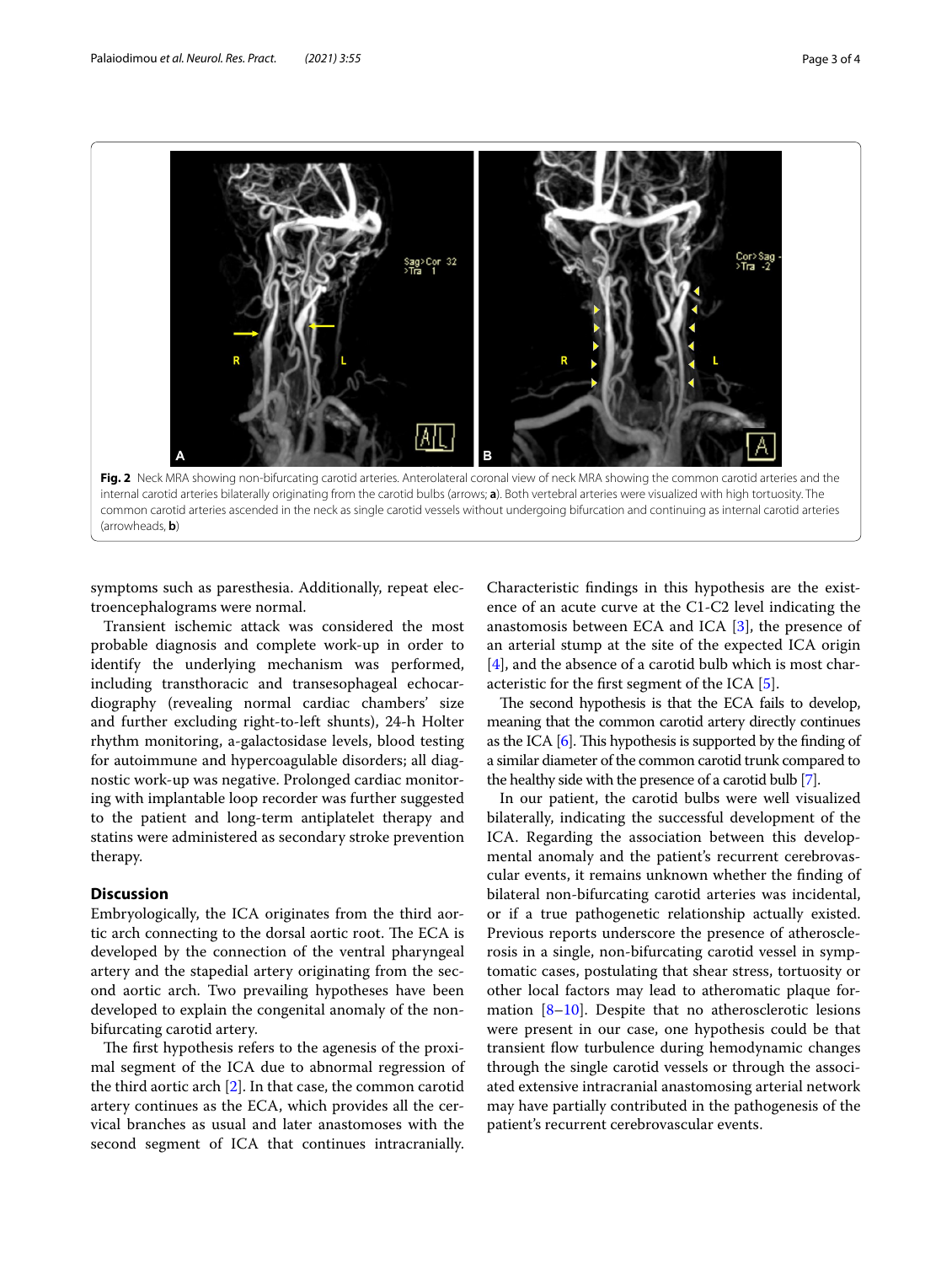**Fig. 2** Neck MRA showing non-bifurcating carotid arteries. Anterolateral coronal view of neck MRA showing the common carotid arteries and the internal carotid arteries bilaterally originating from the carotid bulbs (arrows; **a**). Both vertebral arteries were visualized with high tortuosity. The common carotid arteries ascended in the neck as single carotid vessels without undergoing bifurcation and continuing as internal carotid arteries (arrowheads, **b**)

symptoms such as paresthesia. Additionally, repeat electroencephalograms were normal.

Transient ischemic attack was considered the most probable diagnosis and complete work-up in order to identify the underlying mechanism was performed, including transthoracic and transesophageal echocardiography (revealing normal cardiac chambers' size and further excluding right-to-left shunts), 24-h Holter rhythm monitoring, a-galactosidase levels, blood testing for autoimmune and hypercoagulable disorders; all diagnostic work-up was negative. Prolonged cardiac monitoring with implantable loop recorder was further suggested to the patient and long-term antiplatelet therapy and statins were administered as secondary stroke prevention therapy.

## Discussion

Embryologically, the ICA originates from the third aortic arch connecting to the dorsal aortic root. The ECA is developed by the connection of the ventral pharyngeal artery and the stapedial artery originating from the second aortic arch. Two prevailing hypotheses have been developed to explain the congenital anomaly of the non-bifurcating carotid artery.

The first hypothesis refers to the agenesis of the proximal segment of the ICA due to abnormal regression of the third aortic arch [2]. In that case, the common carotid artery continues as the ECA, which provides all the cervical branches as usual and later anastomoses with the second segment of ICA that continues intracranially. Characteristic findings in this hypothesis are the existence of an acute curve at the C1-C2 level indicating the anastomosis between ECA and ICA [3], the presence of an arterial stump at the site of the expected ICA origin [4], and the absence of a carotid bulb which is most characteristic for the first segment of the ICA [5].

The second hypothesis is that the ECA fails to develop, meaning that the common carotid artery directly continues as the ICA [6]. This hypothesis is supported by the finding of a similar diameter of the common carotid trunk compared to the healthy side with the presence of a carotid bulb [7].

In our patient, the carotid bulbs were well visualized bilaterally, indicating the successful development of the ICA. Regarding the association between this developmental anomaly and the patient's recurrent cerebrovascular events, it remains unknown whether the finding of bilateral non-bifurcating carotid arteries was incidental, or if a true pathogenetic relationship actually existed. Previous reports underscore the presence of atherosclerosis in a single, non-bifurcating carotid vessel in symptomatic cases, postulating that shear stress, tortuosity or other local factors may lead to atheromatic plaque formation [8–10]. Despite that no atherosclerotic lesions were present in our case, one hypothesis could be that transient flow turbulence during hemodynamic changes through the single carotid vessels or through the associated extensive intracranial anastomosing arterial network may have partially contributed in the pathogenesis of the patient's recurrent cerebrovascular events.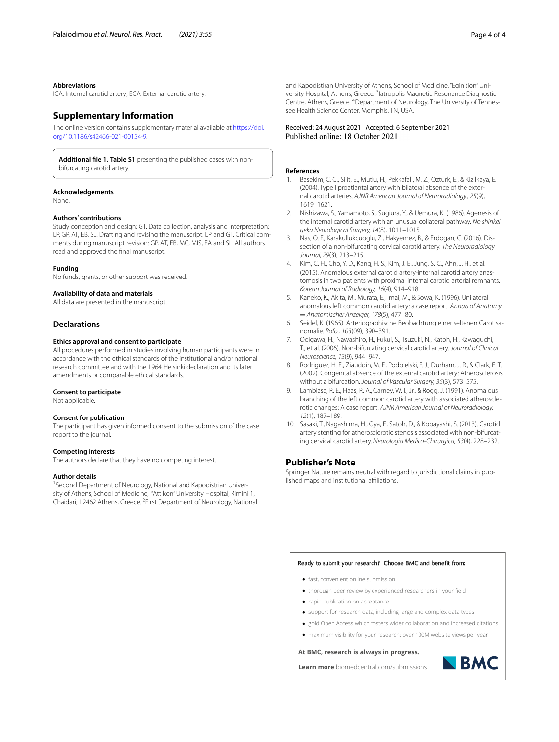### Abbreviations

ICA: Internal carotid artery; ECA: External carotid artery.

## Supplementary Information

The online version contains supplementary material available at https://doi.org/10.1186/s42466-021-00154-9.

**Additional file 1. Table S1** presenting the published cases with non-bifurcating carotid artery.

### Acknowledgements

None.

### Authors' contributions

Study conception and design: GT. Data collection, analysis and interpretation: LP, GP, AT, EB, SL. Drafting and revising the manuscript: LP and GT. Critical comments during manuscript revision: GP, AT, EB, MC, MIS, EA and SL. All authors read and approved the final manuscript.

### Funding

No funds, grants, or other support was received.

### Availability of data and materials

All data are presented in the manuscript.

## Declarations

### Ethics approval and consent to participate

All procedures performed in studies involving human participants were in accordance with the ethical standards of the institutional and/or national research committee and with the 1964 Helsinki declaration and its later amendments or comparable ethical standards.

### Consent to participate

Not applicable.

### Consent for publication

The participant has given informed consent to the submission of the case report to the journal.

### Competing interests

The authors declare that they have no competing interest.

### Author details

[1]Second Department of Neurology, National and Kapodistrian University of Athens, School of Medicine, "Attikon" University Hospital, Rimini 1, Chaidari, 12462 Athens, Greece. [2]First Department of Neurology, National and Kapodistrian University of Athens, School of Medicine, "Eginition" University Hospital, Athens, Greece. [3]Iatropolis Magnetic Resonance Diagnostic Centre, Athens, Greece. [4]Department of Neurology, The University of Tennessee Health Science Center, Memphis, TN, USA.

Received: 24 August 2021 Accepted: 6 September 2021
Published online: 18 October 2021

### References

1. Basekim, C. C., Silit, E., Mutlu, H., Pekkafali, M. Z., Ozturk, E., & Kizilkaya, E. (2004). Type I proatlantal artery with bilateral absence of the external carotid arteries. *AJNR American Journal of Neuroradiology., 25*(9), 1619–1621.
2. Nishizawa, S., Yamamoto, S., Sugiura, Y., & Uemura, K. (1986). Agenesis of the internal carotid artery with an unusual collateral pathway. *No shinkei geka Neurological Surgery, 14*(8), 1011–1015.
3. Nas, O. F., Karakullukcuoglu, Z., Hakyemez, B., & Erdogan, C. (2016). Dissection of a non-bifurcating cervical carotid artery. *The Neuroradiology Journal, 29*(3), 213–215.
4. Kim, C. H., Cho, Y. D., Kang, H. S., Kim, J. E., Jung, S. C., Ahn, J. H., et al. (2015). Anomalous external carotid artery-internal carotid artery anastomosis in two patients with proximal internal carotid arterial remnants. *Korean Journal of Radiology, 16*(4), 914–918.
5. Kaneko, K., Akita, M., Murata, E., Imai, M., & Sowa, K. (1996). Unilateral anomalous left common carotid artery: a case report. *Annals of Anatomy = Anatomischer Anzeiger, 178*(5), 477–80.
6. Seidel, K. (1965). Arteriographische Beobachtung einer seltenen Carotisanomalie. *Rofo., 103*(09), 390–391.
7. Ooigawa, H., Nawashiro, H., Fukui, S., Tsuzuki, N., Katoh, H., Kawaguchi, T., et al. (2006). Non-bifurcating cervical carotid artery. *Journal of Clinical Neuroscience, 13*(9), 944–947.
8. Rodriguez, H. E., Ziauddin, M. F., Podbielski, F. J., Durham, J. R., & Clark, E. T. (2002). Congenital absence of the external carotid artery: Atherosclerosis without a bifurcation. *Journal of Vascular Surgery, 35*(3), 573–575.
9. Lambiase, R. E., Haas, R. A., Carney, W. I., Jr., & Rogg, J. (1991). Anomalous branching of the left common carotid artery with associated atherosclerotic changes: A case report. *AJNR American Journal of Neuroradiology, 12*(1), 187–189.
10. Sasaki, T., Nagashima, H., Oya, F., Satoh, D., & Kobayashi, S. (2013). Carotid artery stenting for atherosclerotic stenosis associated with non-bifurcating cervical carotid artery. *Neurologia Medico-Chirurgica, 53*(4), 228–232.

## Publisher's Note

Springer Nature remains neutral with regard to jurisdictional claims in published maps and institutional affiliations.

Ready to submit your research? Choose BMC and benefit from:

- fast, convenient online submission
- thorough peer review by experienced researchers in your field
- rapid publication on acceptance
- support for research data, including large and complex data types
- gold Open Access which fosters wider collaboration and increased citations
- maximum visibility for your research: over 100M website views per year

**At BMC, research is always in progress.**

**Learn more** biomedcentral.com/submissions

BMC